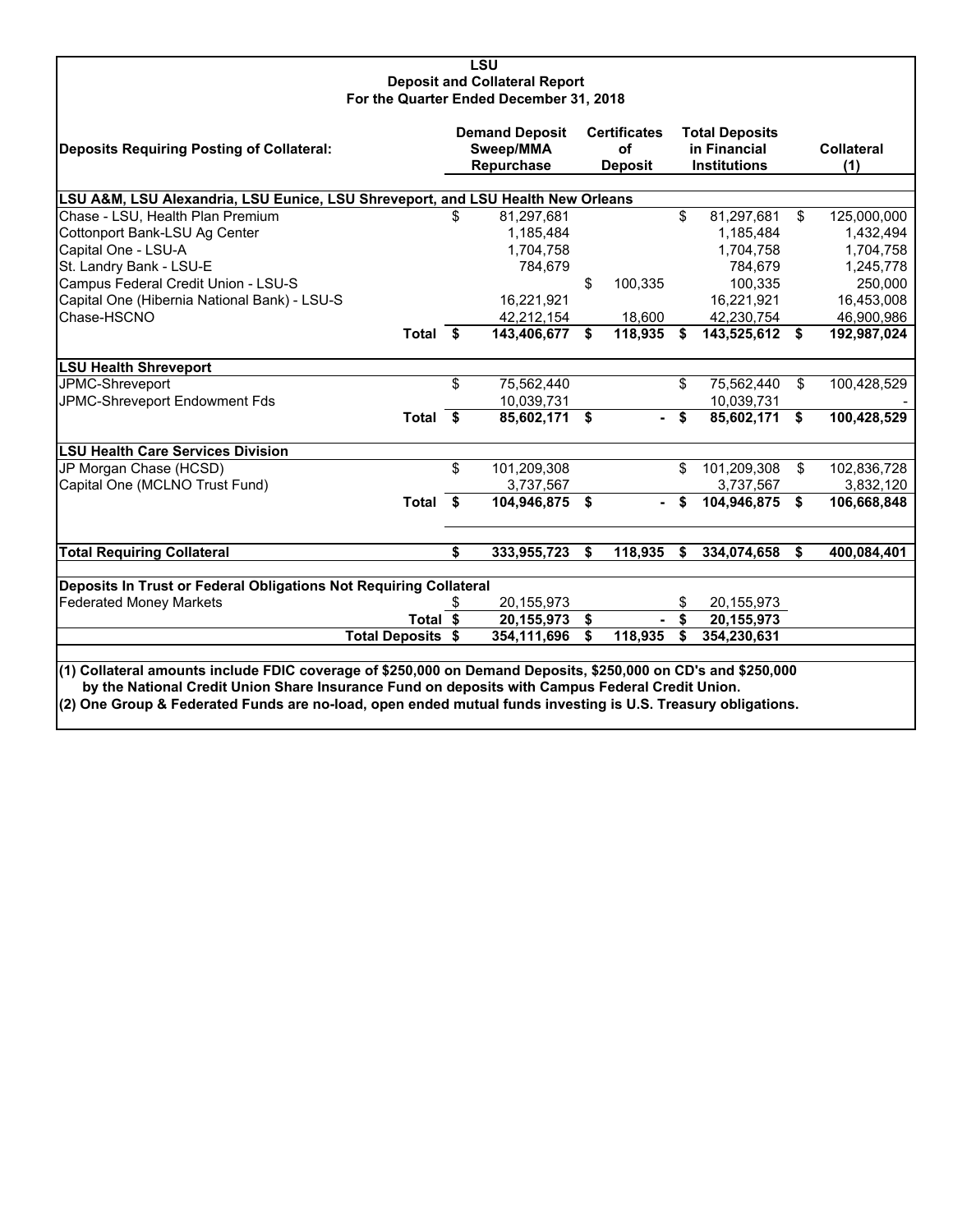# LSU
## Deposit and Collateral Report
### For the Quarter Ended December 31, 2018

| Deposits Requiring Posting of Collateral: | Demand Deposit Sweep/MMA Repurchase | Certificates of Deposit | Total Deposits in Financial Institutions | Collateral (1) |
|---|---|---|---|---|
| **LSU A&M, LSU Alexandria, LSU Eunice, LSU Shreveport, and LSU Health New Orleans** | | | | |
| Chase - LSU, Health Plan Premium | $ 81,297,681 | | $ 81,297,681 | $ 125,000,000 |
| Cottonport Bank-LSU Ag Center | 1,185,484 | | 1,185,484 | 1,432,494 |
| Capital One - LSU-A | 1,704,758 | | 1,704,758 | 1,704,758 |
| St. Landry Bank - LSU-E | 784,679 | | 784,679 | 1,245,778 |
| Campus Federal Credit Union - LSU-S | | $ 100,335 | 100,335 | 250,000 |
| Capital One (Hibernia National Bank) - LSU-S | 16,221,921 | | 16,221,921 | 16,453,008 |
| Chase-HSCNO | 42,212,154 | 18,600 | 42,230,754 | 46,900,986 |
| **Total** | **$ 143,406,677** | **$ 118,935** | **$ 143,525,612** | **$ 192,987,024** |
| **LSU Health Shreveport** | | | | |
| JPMC-Shreveport | $ 75,562,440 | | $ 75,562,440 | $ 100,428,529 |
| JPMC-Shreveport Endowment Fds | 10,039,731 | | 10,039,731 | - |
| **Total** | **$ 85,602,171** | **$ -** | **$ 85,602,171** | **$ 100,428,529** |
| **LSU Health Care Services Division** | | | | |
| JP Morgan Chase (HCSD) | $ 101,209,308 | | $ 101,209,308 | $ 102,836,728 |
| Capital One (MCLNO Trust Fund) | 3,737,567 | | 3,737,567 | 3,832,120 |
| **Total** | **$ 104,946,875** | **$ -** | **$ 104,946,875** | **$ 106,668,848** |
| **Total Requiring Collateral** | **$ 333,955,723** | **$ 118,935** | **$ 334,074,658** | **$ 400,084,401** |
| **Deposits In Trust or Federal Obligations Not Requiring Collateral** | | | | |
| Federated Money Markets | $ 20,155,973 | | $ 20,155,973 | |
| **Total** | **$ 20,155,973** | **$ -** | **$ 20,155,973** | |
| **Total Deposits** | **$ 354,111,696** | **$ 118,935** | **$ 354,230,631** | |

**(1) Collateral amounts include FDIC coverage of $250,000 on Demand Deposits, $250,000 on CD's and $250,000 by the National Credit Union Share Insurance Fund on deposits with Campus Federal Credit Union.**

**(2) One Group & Federated Funds are no-load, open ended mutual funds investing is U.S. Treasury obligations.**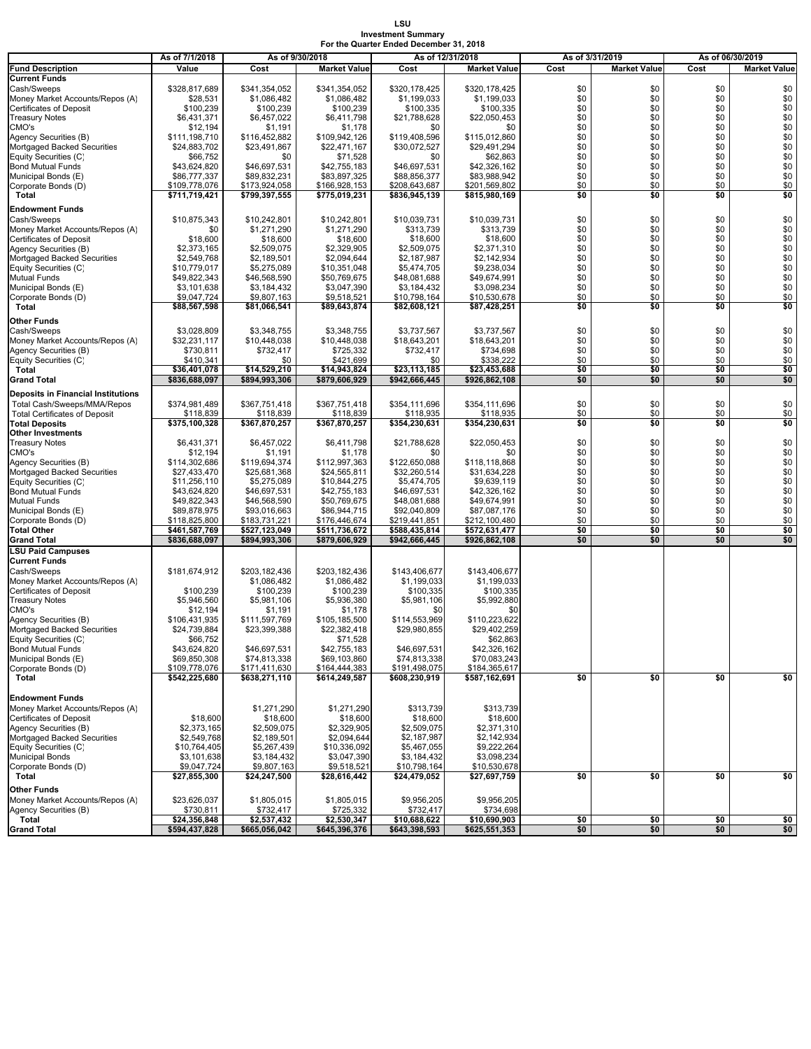# LSU

## Investment Summary

### For the Quarter Ended December 31, 2018

| Fund Description | As of 7/1/2018 | As of 9/30/2018 | | As of 12/31/2018 | | As of 3/31/2019 | | As of 06/30/2019 | |
|---|---|---|---|---|---|---|---|---|---|
| | Value | Cost | Market Value | Cost | Market Value | Cost | Market Value | Cost | Market Value |
| **Current Funds** | | | | | | | | | |
| Cash/Sweeps | $328,817,689 | $341,354,052 | $341,354,052 | $320,178,425 | $320,178,425 | $0 | $0 | $0 | $0 |
| Money Market Accounts/Repos (A) | $28,531 | $1,086,482 | $1,086,482 | $1,199,033 | $1,199,033 | $0 | $0 | $0 | $0 |
| Certificates of Deposit | $100,239 | $100,239 | $100,239 | $100,335 | $100,335 | $0 | $0 | $0 | $0 |
| Treasury Notes | $6,431,371 | $6,457,022 | $6,411,798 | $21,788,628 | $22,050,453 | $0 | $0 | $0 | $0 |
| CMO's | $12,194 | $1,191 | $1,178 | $0 | $0 | $0 | $0 | $0 | $0 |
| Agency Securities (B) | $111,198,710 | $116,452,882 | $109,942,126 | $119,408,596 | $115,012,860 | $0 | $0 | $0 | $0 |
| Mortgaged Backed Securities | $24,883,702 | $23,491,867 | $22,471,167 | $30,072,527 | $29,491,294 | $0 | $0 | $0 | $0 |
| Equity Securities (C) | $66,752 | $0 | $71,528 | $0 | $62,863 | $0 | $0 | $0 | $0 |
| Bond Mutual Funds | $43,624,820 | $46,697,531 | $42,755,183 | $46,697,531 | $42,326,162 | $0 | $0 | $0 | $0 |
| Municipal Bonds (E) | $86,777,337 | $89,832,231 | $83,897,325 | $88,856,377 | $83,988,942 | $0 | $0 | $0 | $0 |
| Corporate Bonds (D) | $109,778,076 | $173,924,058 | $166,928,153 | $208,643,687 | $201,569,802 | $0 | $0 | $0 | $0 |
| **Total** | **$711,719,421** | **$799,397,555** | **$775,019,231** | **$836,945,139** | **$815,980,169** | **$0** | **$0** | **$0** | **$0** |
| **Endowment Funds** | | | | | | | | | |
| Cash/Sweeps | $10,875,343 | $10,242,801 | $10,242,801 | $10,039,731 | $10,039,731 | $0 | $0 | $0 | $0 |
| Money Market Accounts/Repos (A) | $0 | $1,271,290 | $1,271,290 | $313,739 | $313,739 | $0 | $0 | $0 | $0 |
| Certificates of Deposit | $18,600 | $18,600 | $18,600 | $18,600 | $18,600 | $0 | $0 | $0 | $0 |
| Agency Securities (B) | $2,373,165 | $2,509,075 | $2,329,905 | $2,509,075 | $2,371,310 | $0 | $0 | $0 | $0 |
| Mortgaged Backed Securities | $2,549,768 | $2,189,501 | $2,094,644 | $2,187,987 | $2,142,934 | $0 | $0 | $0 | $0 |
| Equity Securities (C) | $10,779,017 | $5,275,089 | $10,351,048 | $5,474,705 | $9,238,034 | $0 | $0 | $0 | $0 |
| Mutual Funds | $49,822,343 | $46,568,590 | $50,769,675 | $48,081,688 | $49,674,991 | $0 | $0 | $0 | $0 |
| Municipal Bonds (E) | $3,101,638 | $3,184,432 | $3,047,390 | $3,184,432 | $3,098,234 | $0 | $0 | $0 | $0 |
| Corporate Bonds (D) | $9,047,724 | $9,807,163 | $9,518,521 | $10,798,164 | $10,530,678 | $0 | $0 | $0 | $0 |
| **Total** | **$88,567,598** | **$81,066,541** | **$89,643,874** | **$82,608,121** | **$87,428,251** | **$0** | **$0** | **$0** | **$0** |
| **Other Funds** | | | | | | | | | |
| Cash/Sweeps | $3,028,809 | $3,348,755 | $3,348,755 | $3,737,567 | $3,737,567 | $0 | $0 | $0 | $0 |
| Money Market Accounts/Repos (A) | $32,231,117 | $10,448,038 | $10,448,038 | $18,643,201 | $18,643,201 | $0 | $0 | $0 | $0 |
| Agency Securities (B) | $730,811 | $732,417 | $725,332 | $732,417 | $734,698 | $0 | $0 | $0 | $0 |
| Equity Securities (C) | $410,341 | $0 | $421,699 | $0 | $338,222 | $0 | $0 | $0 | $0 |
| **Total** | **$36,401,078** | **$14,529,210** | **$14,943,824** | **$23,113,185** | **$23,453,688** | **$0** | **$0** | **$0** | **$0** |
| **Grand Total** | **$836,688,097** | **$894,993,306** | **$879,606,929** | **$942,666,445** | **$926,862,108** | **$0** | **$0** | **$0** | **$0** |
| **Deposits in Financial Institutions** | | | | | | | | | |
| Total Cash/Sweeps/MMA/Repos | $374,981,489 | $367,751,418 | $367,751,418 | $354,111,696 | $354,111,696 | $0 | $0 | $0 | $0 |
| Total Certificates of Deposit | $118,839 | $118,839 | $118,839 | $118,935 | $118,935 | $0 | $0 | $0 | $0 |
| **Total Deposits** | **$375,100,328** | **$367,870,257** | **$367,870,257** | **$354,230,631** | **$354,230,631** | **$0** | **$0** | **$0** | **$0** |
| **Other Investments** | | | | | | | | | |
| Treasury Notes | $6,431,371 | $6,457,022 | $6,411,798 | $21,788,628 | $22,050,453 | $0 | $0 | $0 | $0 |
| CMO's | $12,194 | $1,191 | $1,178 | $0 | $0 | $0 | $0 | $0 | $0 |
| Agency Securities (B) | $114,302,686 | $119,694,374 | $112,997,363 | $122,650,088 | $118,118,868 | $0 | $0 | $0 | $0 |
| Mortgaged Backed Securities | $27,433,470 | $25,681,368 | $24,565,811 | $32,260,514 | $31,634,228 | $0 | $0 | $0 | $0 |
| Equity Securities (C) | $11,256,110 | $5,275,089 | $10,844,275 | $5,474,705 | $9,639,119 | $0 | $0 | $0 | $0 |
| Bond Mutual Funds | $43,624,820 | $46,697,531 | $42,755,183 | $46,697,531 | $42,326,162 | $0 | $0 | $0 | $0 |
| Mutual Funds | $49,822,343 | $46,568,590 | $50,769,675 | $48,081,688 | $49,674,991 | $0 | $0 | $0 | $0 |
| Municipal Bonds (E) | $89,878,975 | $93,016,663 | $86,944,715 | $92,040,809 | $87,087,176 | $0 | $0 | $0 | $0 |
| Corporate Bonds (D) | $118,825,800 | $183,731,221 | $176,446,674 | $219,441,851 | $212,100,480 | $0 | $0 | $0 | $0 |
| **Total Other** | **$461,587,769** | **$527,123,049** | **$511,736,672** | **$588,435,814** | **$572,631,477** | **$0** | **$0** | **$0** | **$0** |
| **Grand Total** | **$836,688,097** | **$894,993,306** | **$879,606,929** | **$942,666,445** | **$926,862,108** | **$0** | **$0** | **$0** | **$0** |
| **LSU Paid Campuses** | | | | | | | | | |
| **Current Funds** | | | | | | | | | |
| Cash/Sweeps | $181,674,912 | $203,182,436 | $203,182,436 | $143,406,677 | $143,406,677 | | | | |
| Money Market Accounts/Repos (A) | | $1,086,482 | $1,086,482 | $1,199,033 | $1,199,033 | | | | |
| Certificates of Deposit | $100,239 | $100,239 | $100,239 | $100,335 | $100,335 | | | | |
| Treasury Notes | $5,946,560 | $5,981,106 | $5,936,380 | $5,981,106 | $5,992,880 | | | | |
| CMO's | $12,194 | $1,191 | $1,178 | $0 | $0 | | | | |
| Agency Securities (B) | $106,431,935 | $111,597,769 | $105,185,500 | $114,553,969 | $110,223,622 | | | | |
| Mortgaged Backed Securities | $24,739,884 | $23,399,388 | $22,382,418 | $29,980,855 | $29,402,259 | | | | |
| Equity Securities (C) | $66,752 | | $71,528 | | $62,863 | | | | |
| Bond Mutual Funds | $43,624,820 | $46,697,531 | $42,755,183 | $46,697,531 | $42,326,162 | | | | |
| Municipal Bonds (E) | $69,850,308 | $74,813,338 | $69,103,860 | $74,813,338 | $70,083,243 | | | | |
| Corporate Bonds (D) | $109,778,076 | $171,411,630 | $164,444,383 | $191,498,075 | $184,365,617 | | | | |
| **Total** | **$542,225,680** | **$638,271,110** | **$614,249,587** | **$608,230,919** | **$587,162,691** | **$0** | **$0** | **$0** | **$0** |
| **Endowment Funds** | | | | | | | | | |
| Money Market Accounts/Repos (A) | | $1,271,290 | $1,271,290 | $313,739 | $313,739 | | | | |
| Certificates of Deposit | $18,600 | $18,600 | $18,600 | $18,600 | $18,600 | | | | |
| Agency Securities (B) | $2,373,165 | $2,509,075 | $2,329,905 | $2,509,075 | $2,371,310 | | | | |
| Mortgaged Backed Securities | $2,549,768 | $2,189,501 | $2,094,644 | $2,187,987 | $2,142,934 | | | | |
| Equity Securities (C) | $10,764,405 | $5,267,439 | $10,336,092 | $5,467,055 | $9,222,264 | | | | |
| Municipal Bonds | $3,101,638 | $3,184,432 | $3,047,390 | $3,184,432 | $3,098,234 | | | | |
| Corporate Bonds (D) | $9,047,724 | $9,807,163 | $9,518,521 | $10,798,164 | $10,530,678 | | | | |
| **Total** | **$27,855,300** | **$24,247,500** | **$28,616,442** | **$24,479,052** | **$27,697,759** | **$0** | **$0** | **$0** | **$0** |
| **Other Funds** | | | | | | | | | |
| Money Market Accounts/Repos (A) | $23,626,037 | $1,805,015 | $1,805,015 | $9,956,205 | $9,956,205 | | | | |
| Agency Securities (B) | $730,811 | $732,417 | $725,332 | $732,417 | $734,698 | | | | |
| **Total** | **$24,356,848** | **$2,537,432** | **$2,530,347** | **$10,688,622** | **$10,690,903** | **$0** | **$0** | **$0** | **$0** |
| **Grand Total** | **$594,437,828** | **$665,056,042** | **$645,396,376** | **$643,398,593** | **$625,551,353** | **$0** | **$0** | **$0** | **$0** |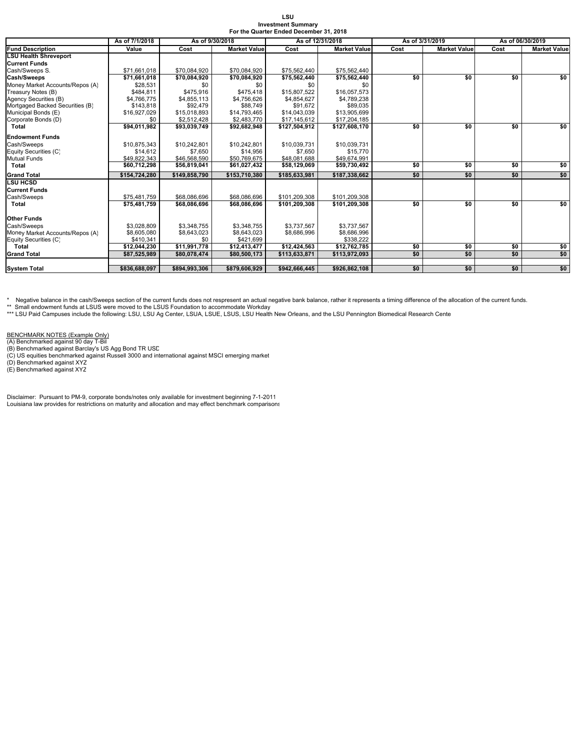**LSU**
**Investment Summary**
**For the Quarter Ended December 31, 2018**

| | As of 7/1/2018 | As of 9/30/2018 | | As of 12/31/2018 | | As of 3/31/2019 | | As of 06/30/2019 | |
|---|---|---|---|---|---|---|---|---|---|
| **Fund Description** | **Value** | **Cost** | **Market Value** | **Cost** | **Market Value** | **Cost** | **Market Value** | **Cost** | **Market Value** |
| **LSU Health Shreveport** | | | | | | | | | |
| **Current Funds** | | | | | | | | | |
| Cash/Sweeps S. | $71,661,018 | $70,084,920 | $70,084,920 | $75,562,440 | $75,562,440 | | | | |
| **Cash/Sweeps** | **$71,661,018** | **$70,084,920** | **$70,084,920** | **$75,562,440** | **$75,562,440** | **$0** | **$0** | **$0** | **$0** |
| Money Market Accounts/Repos (A) | $28,531 | $0 | $0 | $0 | $0 | | | | |
| Treasury Notes (B) | $484,811 | $475,916 | $475,418 | $15,807,522 | $16,057,573 | | | | |
| Agency Securities (B) | $4,766,775 | $4,855,113 | $4,756,626 | $4,854,627 | $4,789,238 | | | | |
| Mortgaged Backed Securities (B) | $143,818 | $92,479 | $88,749 | $91,672 | $89,035 | | | | |
| Municipal Bonds (E) | $16,927,029 | $15,018,893 | $14,793,465 | $14,043,039 | $13,905,699 | | | | |
| Corporate Bonds (D) | $0 | $2,512,428 | $2,483,770 | $17,145,612 | $17,204,185 | | | | |
| **Total** | **$94,011,982** | **$93,039,749** | **$92,682,948** | **$127,504,912** | **$127,608,170** | **$0** | **$0** | **$0** | **$0** |
| **Endowment Funds** | | | | | | | | | |
| Cash/Sweeps | $10,875,343 | $10,242,801 | $10,242,801 | $10,039,731 | $10,039,731 | | | | |
| Equity Securities (C) | $14,612 | $7,650 | $14,956 | $7,650 | $15,770 | | | | |
| Mutual Funds | $49,822,343 | $46,568,590 | $50,769,675 | $48,081,688 | $49,674,991 | | | | |
| **Total** | **$60,712,298** | **$56,819,041** | **$61,027,432** | **$58,129,069** | **$59,730,492** | **$0** | **$0** | **$0** | **$0** |
| **Grand Total** | **$154,724,280** | **$149,858,790** | **$153,710,380** | **$185,633,981** | **$187,338,662** | **$0** | **$0** | **$0** | **$0** |
| **LSU HCSD** | | | | | | | | | |
| **Current Funds** | | | | | | | | | |
| Cash/Sweeps | $75,481,759 | $68,086,696 | $68,086,696 | $101,209,308 | $101,209,308 | | | | |
| **Total** | **$75,481,759** | **$68,086,696** | **$68,086,696** | **$101,209,308** | **$101,209,308** | **$0** | **$0** | **$0** | **$0** |
| **Other Funds** | | | | | | | | | |
| Cash/Sweeps | $3,028,809 | $3,348,755 | $3,348,755 | $3,737,567 | $3,737,567 | | | | |
| Money Market Accounts/Repos (A) | $8,605,080 | $8,643,023 | $8,643,023 | $8,686,996 | $8,686,996 | | | | |
| Equity Securities (C) | $410,341 | $0 | $421,699 | | $338,222 | | | | |
| **Total** | **$12,044,230** | **$11,991,778** | **$12,413,477** | **$12,424,563** | **$12,762,785** | **$0** | **$0** | **$0** | **$0** |
| **Grand Total** | **$87,525,989** | **$80,078,474** | **$80,500,173** | **$113,633,871** | **$113,972,093** | **$0** | **$0** | **$0** | **$0** |
| **System Total** | **$836,688,097** | **$894,993,306** | **$879,606,929** | **$942,666,445** | **$926,862,108** | **$0** | **$0** | **$0** | **$0** |

\* Negative balance in the cash/Sweeps section of the current funds does not respresent an actual negative bank balance, rather it represents a timing difference of the allocation of the current funds.
\*\* Small endowment funds at LSUS were moved to the LSUS Foundation to accommodate Workday
\*\*\* LSU Paid Campuses include the following: LSU, LSU Ag Center, LSUA, LSUE, LSUS, LSU Health New Orleans, and the LSU Pennington Biomedical Research Cente

BENCHMARK NOTES (Example Only)
(A) Benchmarked against 90 day T-Bil
(B) Benchmarked against Barclay's US Agg Bond TR USD
(C) US equities benchmarked against Russell 3000 and international against MSCI emerging market
(D) Benchmarked against XYZ
(E) Benchmarked against XYZ

Disclaimer: Pursuant to PM-9, corporate bonds/notes only available for investment beginning 7-1-2011
Louisiana law provides for restrictions on maturity and allocation and may effect benchmark comparisons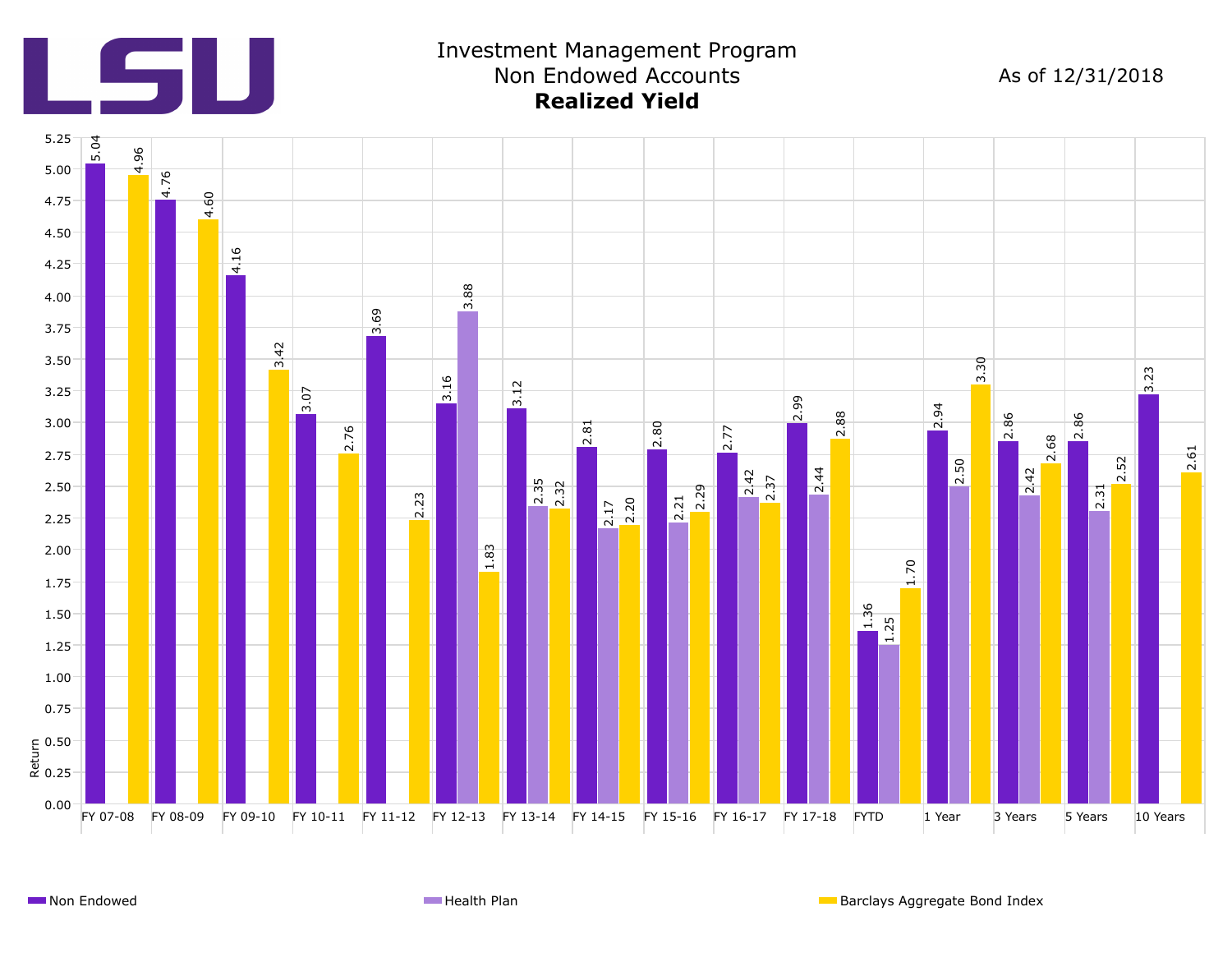# LSU

## Investment Management Program
## Non Endowed Accounts
## **Realized Yield**

As of 12/31/2018

| Period | Non Endowed | Health Plan | Barclays Aggregate Bond Index |
|---|---|---|---|
| FY 07-08 | 5.04 | | 4.96 |
| FY 08-09 | 4.76 | | 4.60 |
| FY 09-10 | 4.16 | | 3.42 |
| FY 10-11 | 3.07 | | 2.76 |
| FY 11-12 | 3.69 | | 2.23 |
| FY 12-13 | 3.16 | 3.88 | 1.83 |
| FY 13-14 | 3.12 | 2.35 | 2.32 |
| FY 14-15 | 2.81 | 2.17 | 2.20 |
| FY 15-16 | 2.80 | 2.21 | 2.29 |
| FY 16-17 | 2.77 | 2.42 | 2.37 |
| FY 17-18 | 2.99 | 2.44 | 2.88 |
| FYTD | 1.36 | 1.25 | 1.70 |
| 1 Year | 2.94 | 2.50 | 3.30 |
| 3 Years | 2.86 | 2.42 | 2.68 |
| 5 Years | 2.86 | 2.31 | 2.52 |
| 10 Years | 3.23 | | 2.61 |

Return

Non Endowed | Health Plan | Barclays Aggregate Bond Index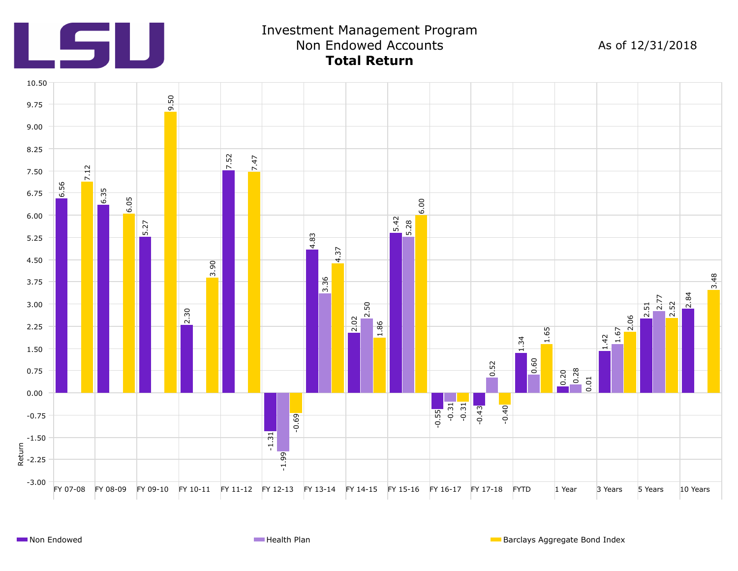# LSU

## Investment Management Program
## Non Endowed Accounts
## **Total Return**

As of 12/31/2018

| Period | Non Endowed | Health Plan | Barclays Aggregate Bond Index |
|---|---|---|---|
| FY 07-08 | 6.56 | | 7.12 |
| FY 08-09 | 6.35 | | 6.05 |
| FY 09-10 | 5.27 | | 9.50 |
| FY 10-11 | 2.30 | | 3.90 |
| FY 11-12 | 7.52 | | 7.47 |
| FY 12-13 | -1.31 | -1.99 | -0.69 |
| FY 13-14 | 4.83 | 3.36 | 4.37 |
| FY 14-15 | 2.02 | 2.50 | 1.86 |
| FY 15-16 | 5.42 | 5.28 | 6.00 |
| FY 16-17 | -0.55 | -0.31 | -0.31 |
| FY 17-18 | -0.43 | 0.52 | -0.40 |
| FYTD | 1.34 | 0.60 | 1.65 |
| 1 Year | 0.20 | 0.28 | 0.01 |
| 3 Years | 1.42 | 1.67 | 2.06 |
| 5 Years | 2.51 | 2.77 | 2.52 |
| 10 Years | 2.84 | | 3.48 |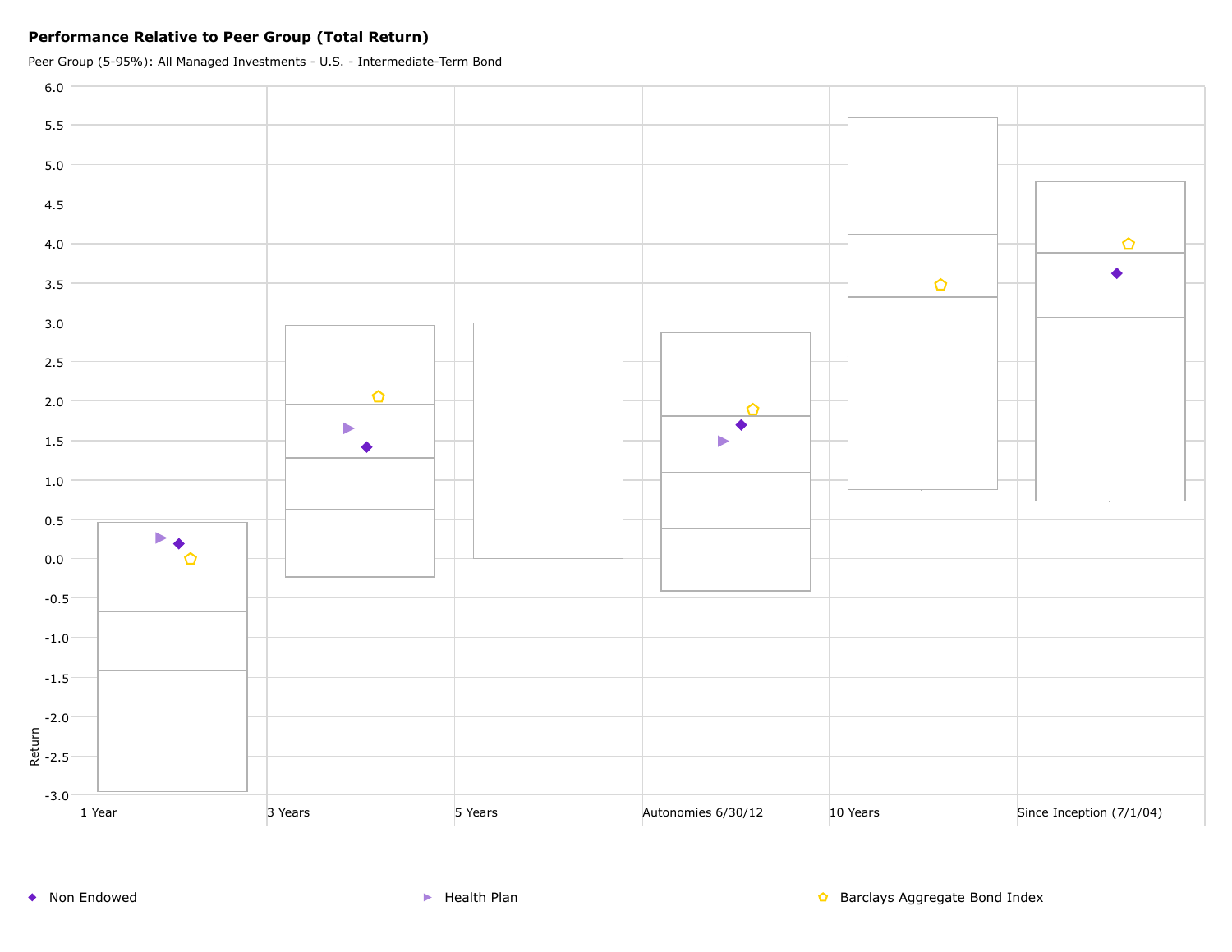**Performance Relative to Peer Group (Total Return)**

Peer Group (5-95%): All Managed Investments - U.S. - Intermediate-Term Bond

Return

6.0
5.5
5.0
4.5
4.0
3.5
3.0
2.5
2.0
1.5
1.0
0.5
0.0
-0.5
-1.0
-1.5
-2.0
-2.5
-3.0

1 Year | 3 Years | 5 Years | Autonomies 6/30/12 | 10 Years | Since Inception (7/1/04)

◆ Non Endowed ▶ Health Plan ⬠ Barclays Aggregate Bond Index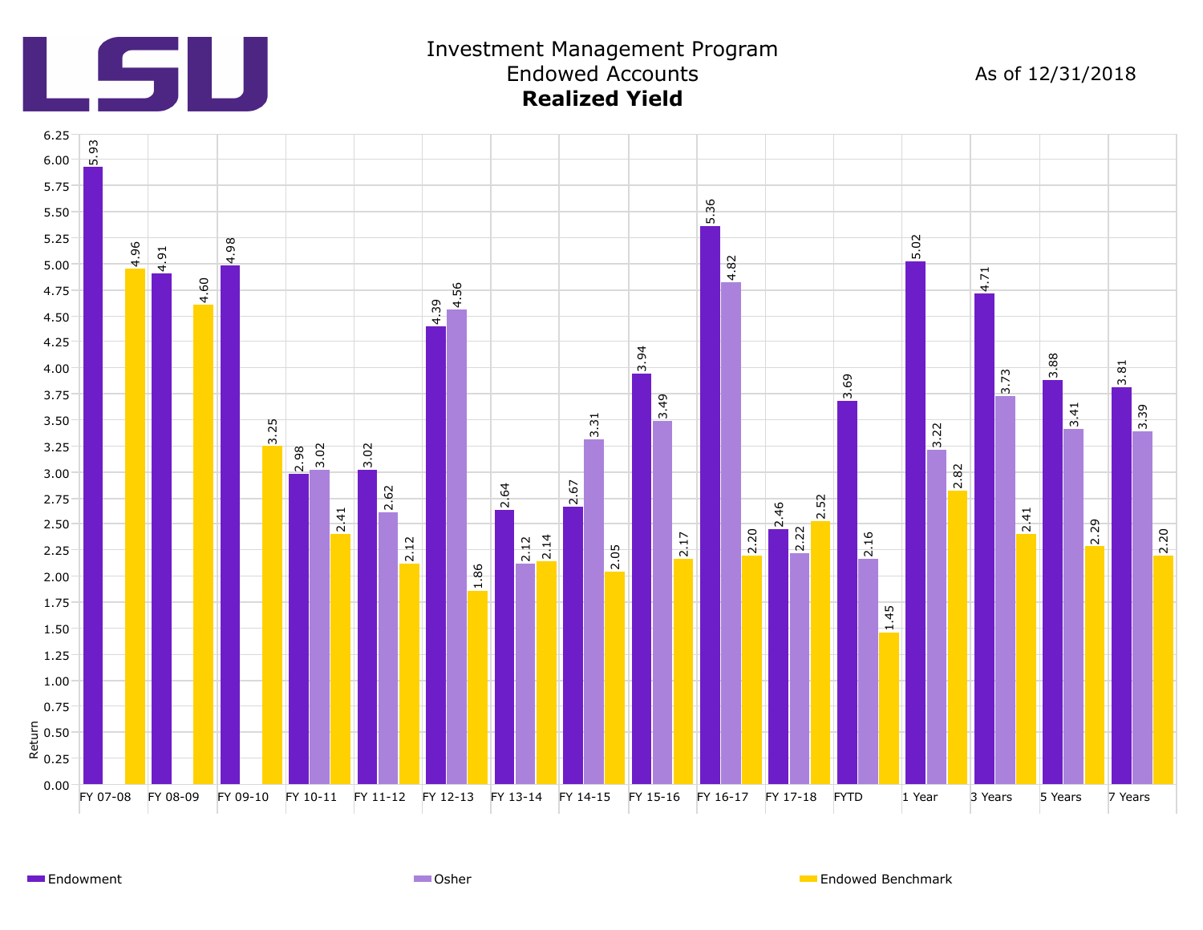# Investment Management Program

## Endowed Accounts

### **Realized Yield**

As of 12/31/2018

| Period | Endowment | Osher | Endowed Benchmark |
|---|---|---|---|
| FY 07-08 | 5.93 | | 4.96 |
| FY 08-09 | 4.91 | | 4.60 |
| FY 09-10 | 4.98 | | 3.25 |
| FY 10-11 | 2.98 | 3.02 | 2.41 |
| FY 11-12 | 3.02 | 2.62 | 2.12 |
| FY 12-13 | 4.39 | 4.56 | 1.86 |
| FY 13-14 | 2.64 | 2.12 | 2.14 |
| FY 14-15 | 2.67 | 3.31 | 2.05 |
| FY 15-16 | 3.94 | 3.49 | 2.17 |
| FY 16-17 | 5.36 | 4.82 | 2.20 |
| FY 17-18 | 2.46 | 2.22 | 2.52 |
| FYTD | 3.69 | 2.16 | 1.45 |
| 1 Year | 5.02 | 3.22 | 2.82 |
| 3 Years | 4.71 | 3.73 | 2.41 |
| 5 Years | 3.88 | 3.41 | 2.29 |
| 7 Years | 3.81 | 3.39 | 2.20 |

Return

Endowment | Osher | Endowed Benchmark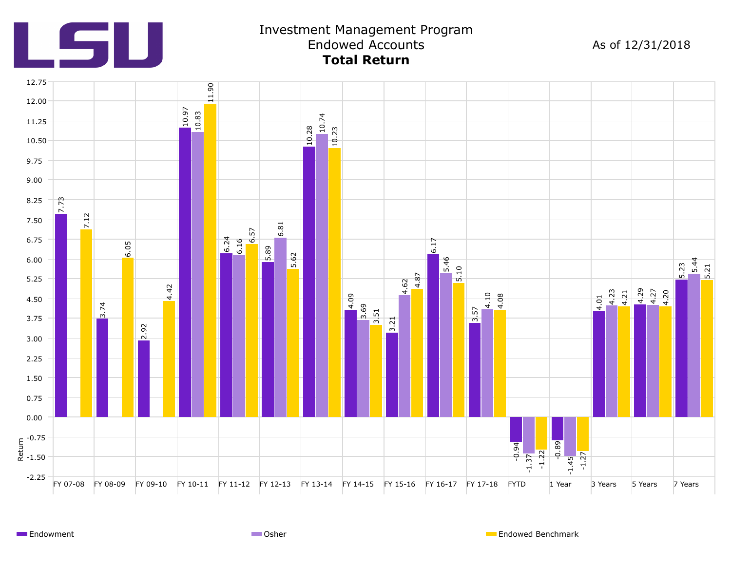LSU

# Investment Management Program
## Endowed Accounts
## **Total Return**

As of 12/31/2018

12.75
12.00
11.25
10.50
9.75
9.00
8.25
7.50
6.75
6.00
5.25
4.50
3.75
3.00
2.25
1.50
0.75
0.00
-0.75
-1.50
-2.25

Return

FY 07-08: 7.73, 7.12
FY 08-09: 3.74, 6.05
FY 09-10: 2.92, 4.42
FY 10-11: 10.97, 10.83, 11.90
FY 11-12: 6.24, 6.16, 6.57
FY 12-13: 5.89, 6.81, 5.62
FY 13-14: 10.28, 10.74, 10.23
FY 14-15: 4.09, 3.69, 3.51
FY 15-16: 3.21, 4.62, 4.87
FY 16-17: 6.17, 5.46, 5.10
FY 17-18: 3.57, 4.10, 4.08
FYTD: -0.94, -1.37, -1.22
1 Year: -0.89, -1.45, -1.27
3 Years: 4.01, 4.23, 4.21
5 Years: 4.29, 4.27, 4.20
7 Years: 5.23, 5.44, 5.21

Endowment
Osher
Endowed Benchmark